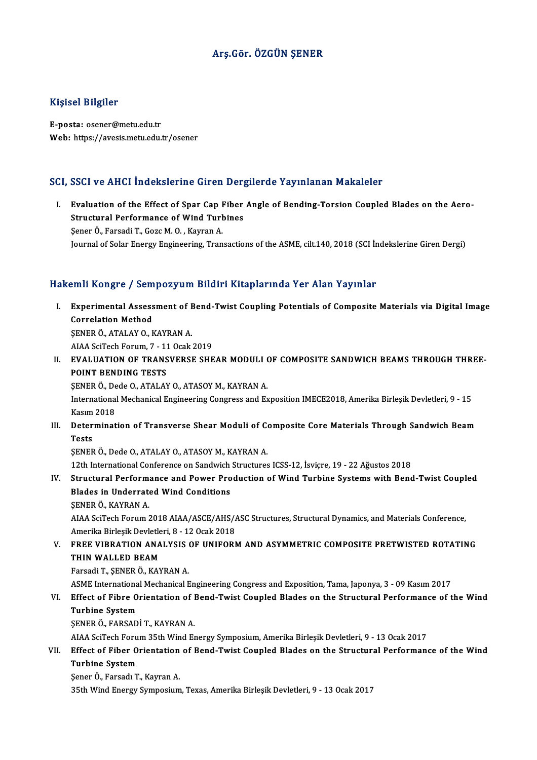# Arş.Gör. ÖZGÜN ŞENER

## Kişisel Bilgiler

**E-posta:** osener@metu.edu.tr
**Web:** https://avesis.metu.edu.tr/osener

## SCI, SSCI ve AHCI İndekslerine Giren Dergilerde Yayınlanan Makaleler

I. **Evaluation of the Effect of Spar Cap Fiber Angle of Bending-Torsion Coupled Blades on the Aero-Structural Performance of Wind Turbines**
   Şener Ö., Farsadi T., Gozc M. O. , Kayran A.
   Journal of Solar Energy Engineering, Transactions of the ASME, cilt.140, 2018 (SCI İndekslerine Giren Dergi)

## Hakemli Kongre / Sempozyum Bildiri Kitaplarında Yer Alan Yayınlar

I. **Experimental Assessment of Bend-Twist Coupling Potentials of Composite Materials via Digital Image Correlation Method**
   ŞENER Ö., ATALAY O., KAYRAN A.
   AIAA SciTech Forum, 7 - 11 Ocak 2019

II. **EVALUATION OF TRANSVERSE SHEAR MODULI OF COMPOSITE SANDWICH BEAMS THROUGH THREE-POINT BENDING TESTS**
   ŞENER Ö., Dede O., ATALAY O., ATASOY M., KAYRAN A.
   International Mechanical Engineering Congress and Exposition IMECE2018, Amerika Birleşik Devletleri, 9 - 15 Kasım 2018

III. **Determination of Transverse Shear Moduli of Composite Core Materials Through Sandwich Beam Tests**
   ŞENER Ö., Dede O., ATALAY O., ATASOY M., KAYRAN A.
   12th International Conference on Sandwich Structures ICSS-12, İsviçre, 19 - 22 Ağustos 2018

IV. **Structural Performance and Power Production of Wind Turbine Systems with Bend-Twist Coupled Blades in Underrated Wind Conditions**
   ŞENER Ö., KAYRAN A.
   AIAA SciTech Forum 2018 AIAA/ASCE/AHS/ASC Structures, Structural Dynamics, and Materials Conference, Amerika Birleşik Devletleri, 8 - 12 Ocak 2018

V. **FREE VIBRATION ANALYSIS OF UNIFORM AND ASYMMETRIC COMPOSITE PRETWISTED ROTATING THIN WALLED BEAM**
   Farsadi T., ŞENER Ö., KAYRAN A.
   ASME International Mechanical Engineering Congress and Exposition, Tama, Japonya, 3 - 09 Kasım 2017

VI. **Effect of Fibre Orientation of Bend-Twist Coupled Blades on the Structural Performance of the Wind Turbine System**
   ŞENER Ö., FARSADİ T., KAYRAN A.
   AIAA SciTech Forum 35th Wind Energy Symposium, Amerika Birleşik Devletleri, 9 - 13 Ocak 2017

VII. **Effect of Fiber Orientation of Bend-Twist Coupled Blades on the Structural Performance of the Wind Turbine System**
   Şener Ö., Farsadı T., Kayran A.
   35th Wind Energy Symposium, Texas, Amerika Birleşik Devletleri, 9 - 13 Ocak 2017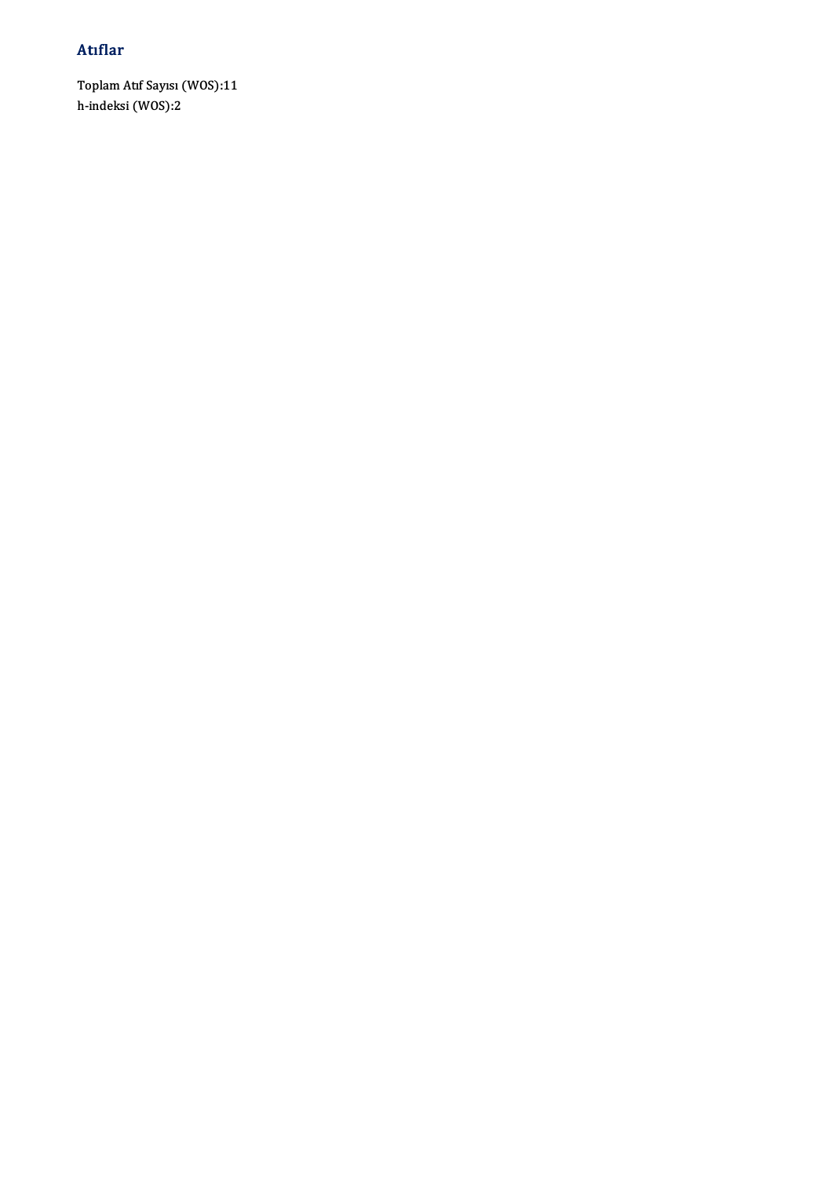## Atıflar

Toplam Atıf Sayısı (WOS):11
h-indeksi (WOS):2